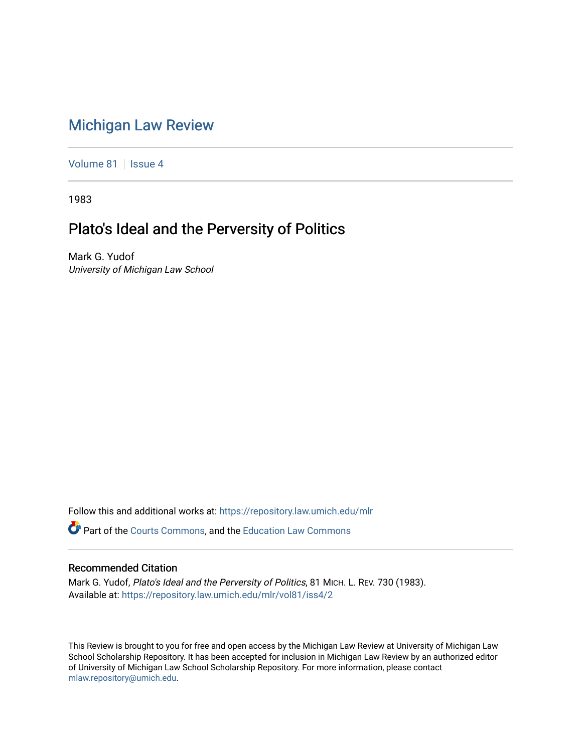# Michigan Law Review

Volume 81 | Issue 4

1983

## Plato's Ideal and the Perversity of Politics

Mark G. Yudof
*University of Michigan Law School*

Follow this and additional works at: https://repository.law.umich.edu/mlr

Part of the Courts Commons, and the Education Law Commons

### Recommended Citation

Mark G. Yudof, *Plato's Ideal and the Perversity of Politics*, 81 MICH. L. REV. 730 (1983).
Available at: https://repository.law.umich.edu/mlr/vol81/iss4/2

This Review is brought to you for free and open access by the Michigan Law Review at University of Michigan Law School Scholarship Repository. It has been accepted for inclusion in Michigan Law Review by an authorized editor of University of Michigan Law School Scholarship Repository. For more information, please contact mlaw.repository@umich.edu.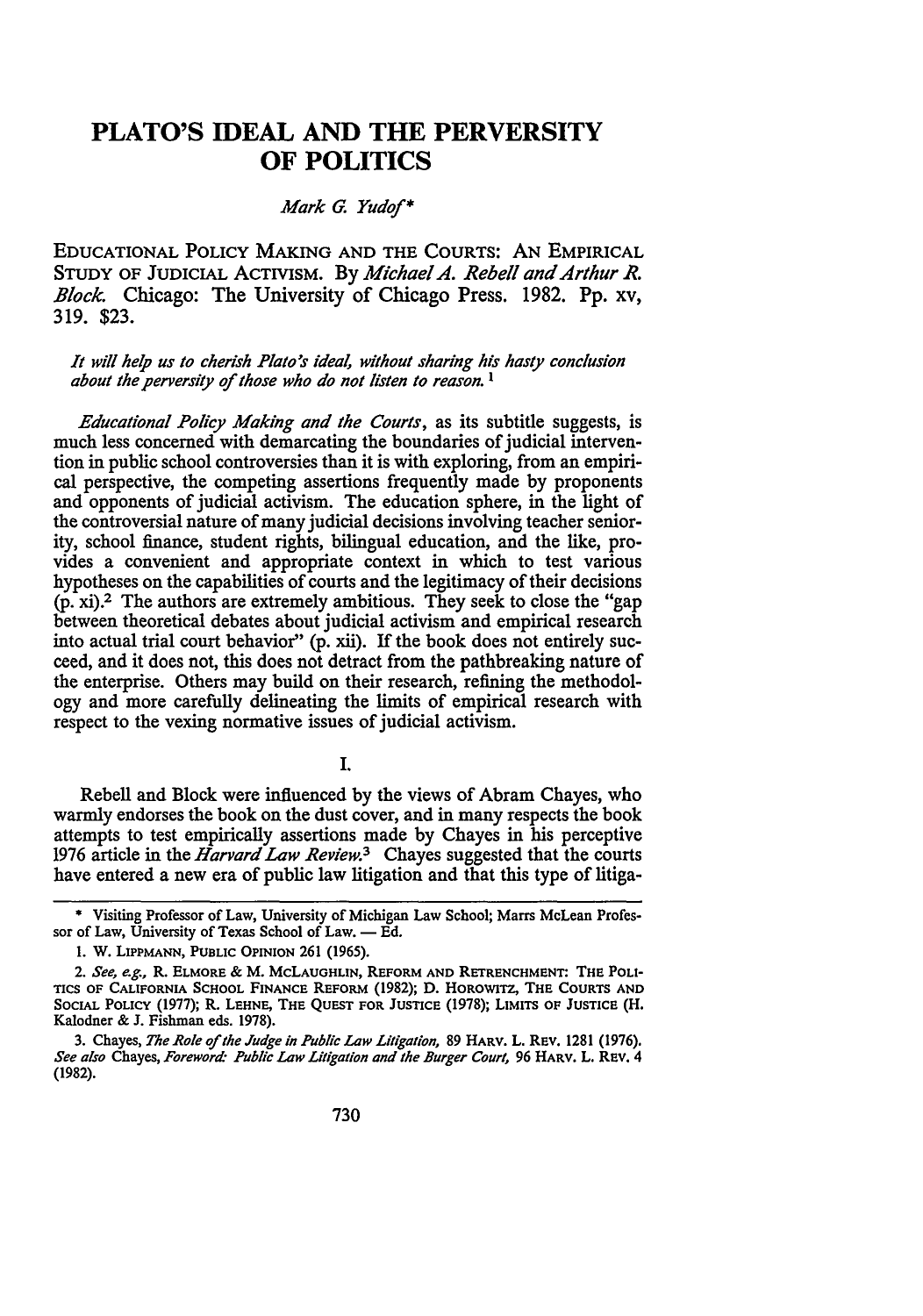# PLATO'S IDEAL AND THE PERVERSITY OF POLITICS

*Mark G. Yudof**

EDUCATIONAL POLICY MAKING AND THE COURTS: AN EMPIRICAL STUDY OF JUDICIAL ACTIVISM. By *Michael A. Rebell and Arthur R. Block.* Chicago: The University of Chicago Press. 1982. Pp. xv, 319. $23.

*It will help us to cherish Plato's ideal, without sharing his hasty conclusion about the perversity of those who do not listen to reason.*[1]

*Educational Policy Making and the Courts*, as its subtitle suggests, is much less concerned with demarcating the boundaries of judicial intervention in public school controversies than it is with exploring, from an empirical perspective, the competing assertions frequently made by proponents and opponents of judicial activism. The education sphere, in the light of the controversial nature of many judicial decisions involving teacher seniority, school finance, student rights, bilingual education, and the like, provides a convenient and appropriate context in which to test various hypotheses on the capabilities of courts and the legitimacy of their decisions (p. xi).[2] The authors are extremely ambitious. They seek to close the "gap between theoretical debates about judicial activism and empirical research into actual trial court behavior" (p. xii). If the book does not entirely succeed, and it does not, this does not detract from the pathbreaking nature of the enterprise. Others may build on their research, refining the methodology and more carefully delineating the limits of empirical research with respect to the vexing normative issues of judicial activism.

## I.

Rebell and Block were influenced by the views of Abram Chayes, who warmly endorses the book on the dust cover, and in many respects the book attempts to test empirically assertions made by Chayes in his perceptive 1976 article in the *Harvard Law Review*.[3] Chayes suggested that the courts have entered a new era of public law litigation and that this type of litiga-

---

\* Visiting Professor of Law, University of Michigan Law School; Marrs McLean Professor of Law, University of Texas School of Law. — Ed.

1. W. LIPPMANN, PUBLIC OPINION 261 (1965).

2. *See, e.g.*, R. ELMORE & M. MCLAUGHLIN, REFORM AND RETRENCHMENT: THE POLITICS OF CALIFORNIA SCHOOL FINANCE REFORM (1982); D. HOROWITZ, THE COURTS AND SOCIAL POLICY (1977); R. LEHNE, THE QUEST FOR JUSTICE (1978); LIMITS OF JUSTICE (H. Kalodner & J. Fishman eds. 1978).

3. Chayes, *The Role of the Judge in Public Law Litigation*, 89 HARV. L. REV. 1281 (1976). *See also* Chayes, *Foreword: Public Law Litigation and the Burger Court*, 96 HARV. L. REV. 4 (1982).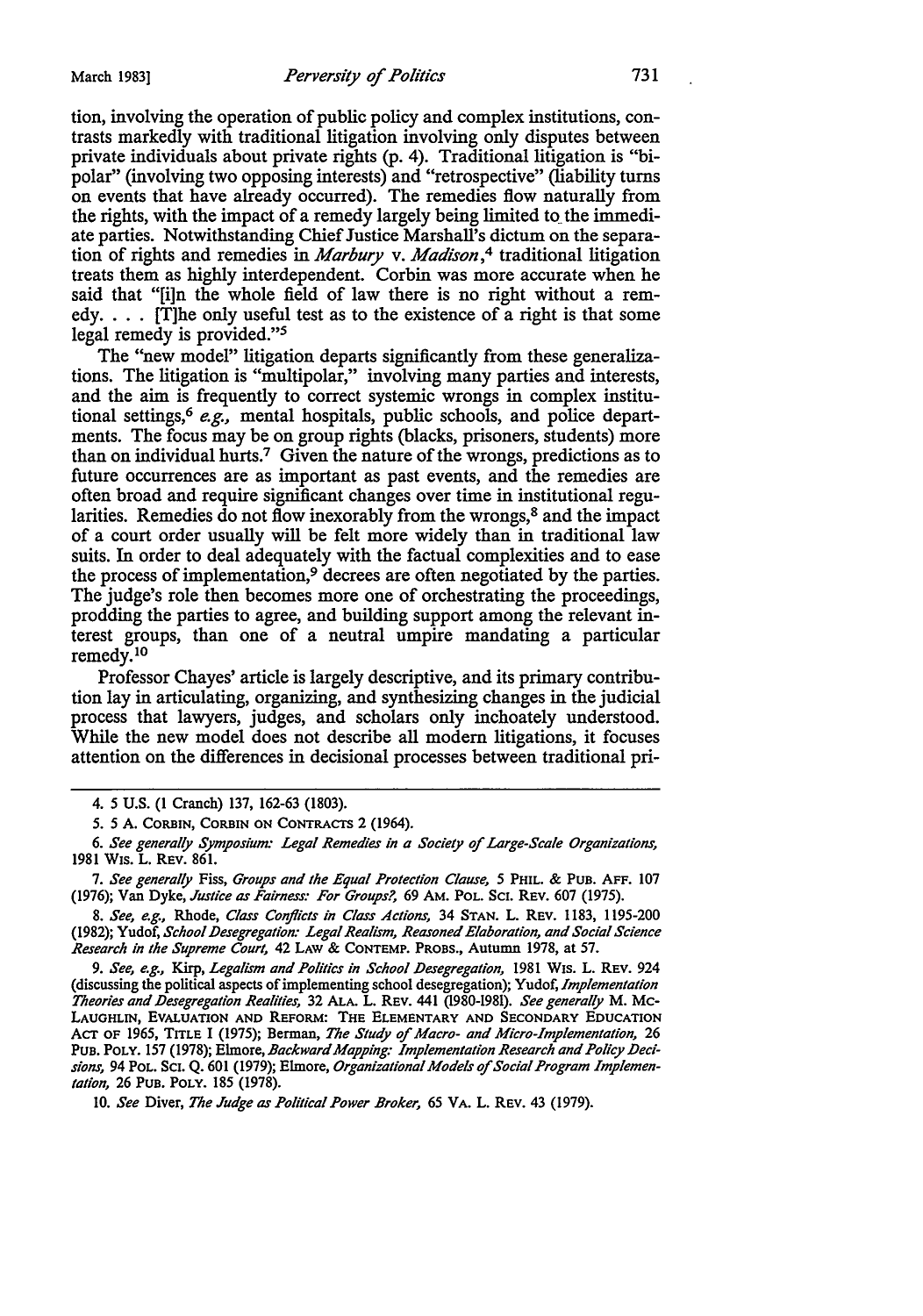tion, involving the operation of public policy and complex institutions, contrasts markedly with traditional litigation involving only disputes between private individuals about private rights (p. 4). Traditional litigation is "bipolar" (involving two opposing interests) and "retrospective" (liability turns on events that have already occurred). The remedies flow naturally from the rights, with the impact of a remedy largely being limited to the immediate parties. Notwithstanding Chief Justice Marshall's dictum on the separation of rights and remedies in *Marbury* v. *Madison*,[4] traditional litigation treats them as highly interdependent. Corbin was more accurate when he said that "[i]n the whole field of law there is no right without a remedy. . . . [T]he only useful test as to the existence of a right is that some legal remedy is provided."[5]

The "new model" litigation departs significantly from these generalizations. The litigation is "multipolar," involving many parties and interests, and the aim is frequently to correct systemic wrongs in complex institutional settings,[6] *e.g.*, mental hospitals, public schools, and police departments. The focus may be on group rights (blacks, prisoners, students) more than on individual hurts.[7] Given the nature of the wrongs, predictions as to future occurrences are as important as past events, and the remedies are often broad and require significant changes over time in institutional regularities. Remedies do not flow inexorably from the wrongs,[8] and the impact of a court order usually will be felt more widely than in traditional law suits. In order to deal adequately with the factual complexities and to ease the process of implementation,[9] decrees are often negotiated by the parties. The judge's role then becomes more one of orchestrating the proceedings, prodding the parties to agree, and building support among the relevant interest groups, than one of a neutral umpire mandating a particular remedy.[10]

Professor Chayes' article is largely descriptive, and its primary contribution lay in articulating, organizing, and synthesizing changes in the judicial process that lawyers, judges, and scholars only inchoately understood. While the new model does not describe all modern litigations, it focuses attention on the differences in decisional processes between traditional pri-

---

4. 5 U.S. (1 Cranch) 137, 162-63 (1803).

5. 5 A. CORBIN, CORBIN ON CONTRACTS 2 (1964).

6. *See generally Symposium: Legal Remedies in a Society of Large-Scale Organizations*, 1981 WIS. L. REV. 861.

7. *See generally* Fiss, *Groups and the Equal Protection Clause*, 5 PHIL. & PUB. AFF. 107 (1976); Van Dyke, *Justice as Fairness: For Groups?*, 69 AM. POL. SCI. REV. 607 (1975).

8. *See, e.g.*, Rhode, *Class Conflicts in Class Actions*, 34 STAN. L. REV. 1183, 1195-200 (1982); Yudof, *School Desegregation: Legal Realism, Reasoned Elaboration, and Social Science Research in the Supreme Court*, 42 LAW & CONTEMP. PROBS., Autumn 1978, at 57.

9. *See, e.g.*, Kirp, *Legalism and Politics in School Desegregation*, 1981 WIS. L. REV. 924 (discussing the political aspects of implementing school desegregation); Yudof, *Implementation Theories and Desegregation Realities*, 32 ALA. L. REV. 441 (1980-1981). *See generally* M. MCLAUGHLIN, EVALUATION AND REFORM: THE ELEMENTARY AND SECONDARY EDUCATION ACT OF 1965, TITLE I (1975); Berman, *The Study of Macro- and Micro-Implementation*, 26 PUB. POLY. 157 (1978); Elmore, *Backward Mapping: Implementation Research and Policy Decisions*, 94 POL. SCI. Q. 601 (1979); Elmore, *Organizational Models of Social Program Implementation*, 26 PUB. POLY. 185 (1978).

10. *See* Diver, *The Judge as Political Power Broker*, 65 VA. L. REV. 43 (1979).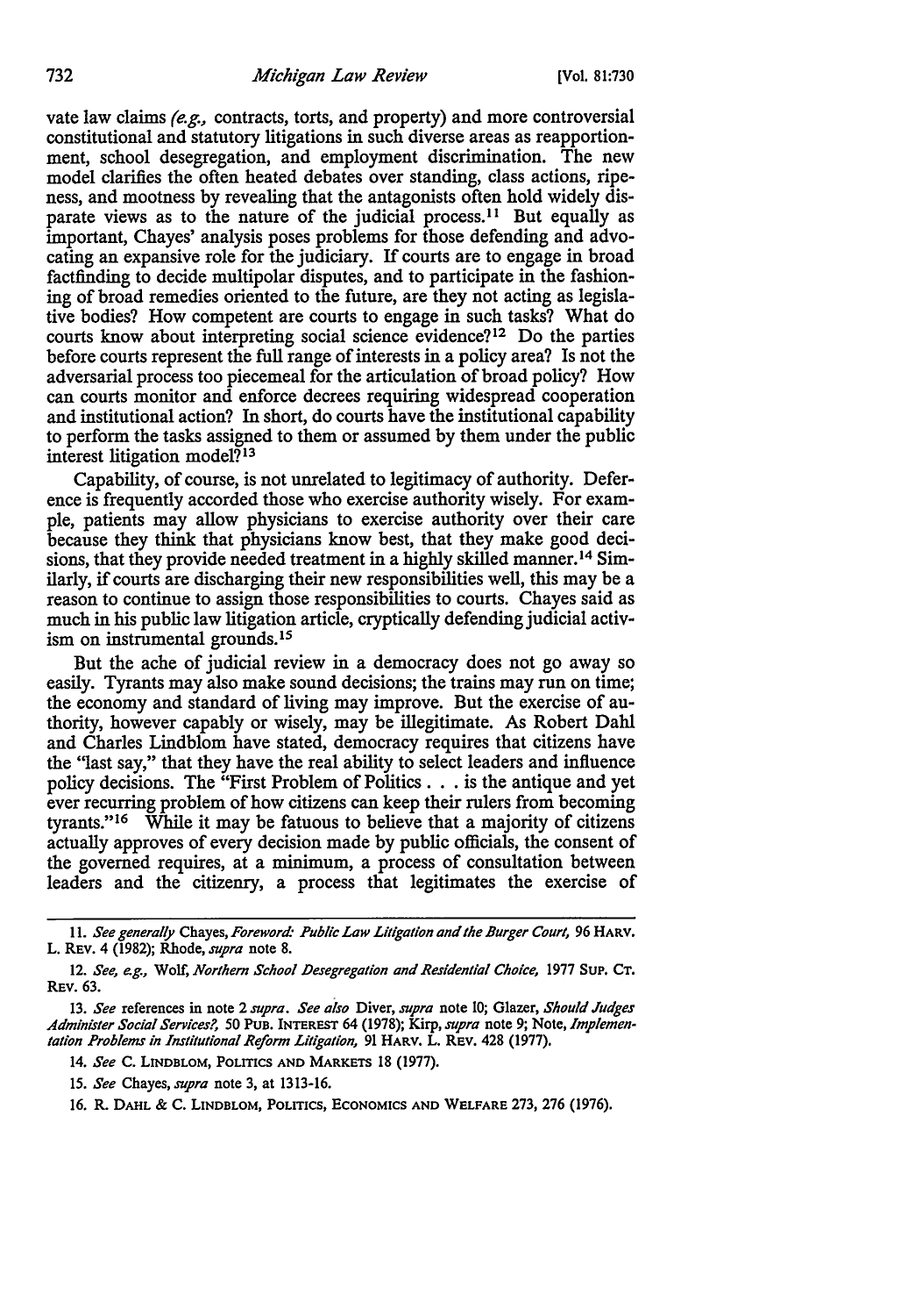vate law claims (*e.g.*, contracts, torts, and property) and more controversial constitutional and statutory litigations in such diverse areas as reapportionment, school desegregation, and employment discrimination. The new model clarifies the often heated debates over standing, class actions, ripeness, and mootness by revealing that the antagonists often hold widely disparate views as to the nature of the judicial process.[11] But equally as important, Chayes' analysis poses problems for those defending and advocating an expansive role for the judiciary. If courts are to engage in broad factfinding to decide multipolar disputes, and to participate in the fashioning of broad remedies oriented to the future, are they not acting as legislative bodies? How competent are courts to engage in such tasks? What do courts know about interpreting social science evidence?[12] Do the parties before courts represent the full range of interests in a policy area? Is not the adversarial process too piecemeal for the articulation of broad policy? How can courts monitor and enforce decrees requiring widespread cooperation and institutional action? In short, do courts have the institutional capability to perform the tasks assigned to them or assumed by them under the public interest litigation model?[13]

Capability, of course, is not unrelated to legitimacy of authority. Deference is frequently accorded those who exercise authority wisely. For example, patients may allow physicians to exercise authority over their care because they think that physicians know best, that they make good decisions, that they provide needed treatment in a highly skilled manner.[14] Similarly, if courts are discharging their new responsibilities well, this may be a reason to continue to assign those responsibilities to courts. Chayes said as much in his public law litigation article, cryptically defending judicial activism on instrumental grounds.[15]

But the ache of judicial review in a democracy does not go away so easily. Tyrants may also make sound decisions; the trains may run on time; the economy and standard of living may improve. But the exercise of authority, however capably or wisely, may be illegitimate. As Robert Dahl and Charles Lindblom have stated, democracy requires that citizens have the "last say," that they have the real ability to select leaders and influence policy decisions. The "First Problem of Politics . . . is the antique and yet ever recurring problem of how citizens can keep their rulers from becoming tyrants."[16] While it may be fatuous to believe that a majority of citizens actually approves of every decision made by public officials, the consent of the governed requires, at a minimum, a process of consultation between leaders and the citizenry, a process that legitimates the exercise of

---

11. *See generally* Chayes, *Foreword: Public Law Litigation and the Burger Court*, 96 HARV. L. REV. 4 (1982); Rhode, *supra* note 8.

12. *See, e.g.*, Wolf, *Northern School Desegregation and Residential Choice*, 1977 SUP. CT. REV. 63.

13. *See* references in note 2 *supra*. *See also* Diver, *supra* note 10; Glazer, *Should Judges Administer Social Services?*, 50 PUB. INTEREST 64 (1978); Kirp, *supra* note 9; Note, *Implementation Problems in Institutional Reform Litigation*, 91 HARV. L. REV. 428 (1977).

14. *See* C. LINDBLOM, POLITICS AND MARKETS 18 (1977).

15. *See* Chayes, *supra* note 3, at 1313-16.

16. R. DAHL & C. LINDBLOM, POLITICS, ECONOMICS AND WELFARE 273, 276 (1976).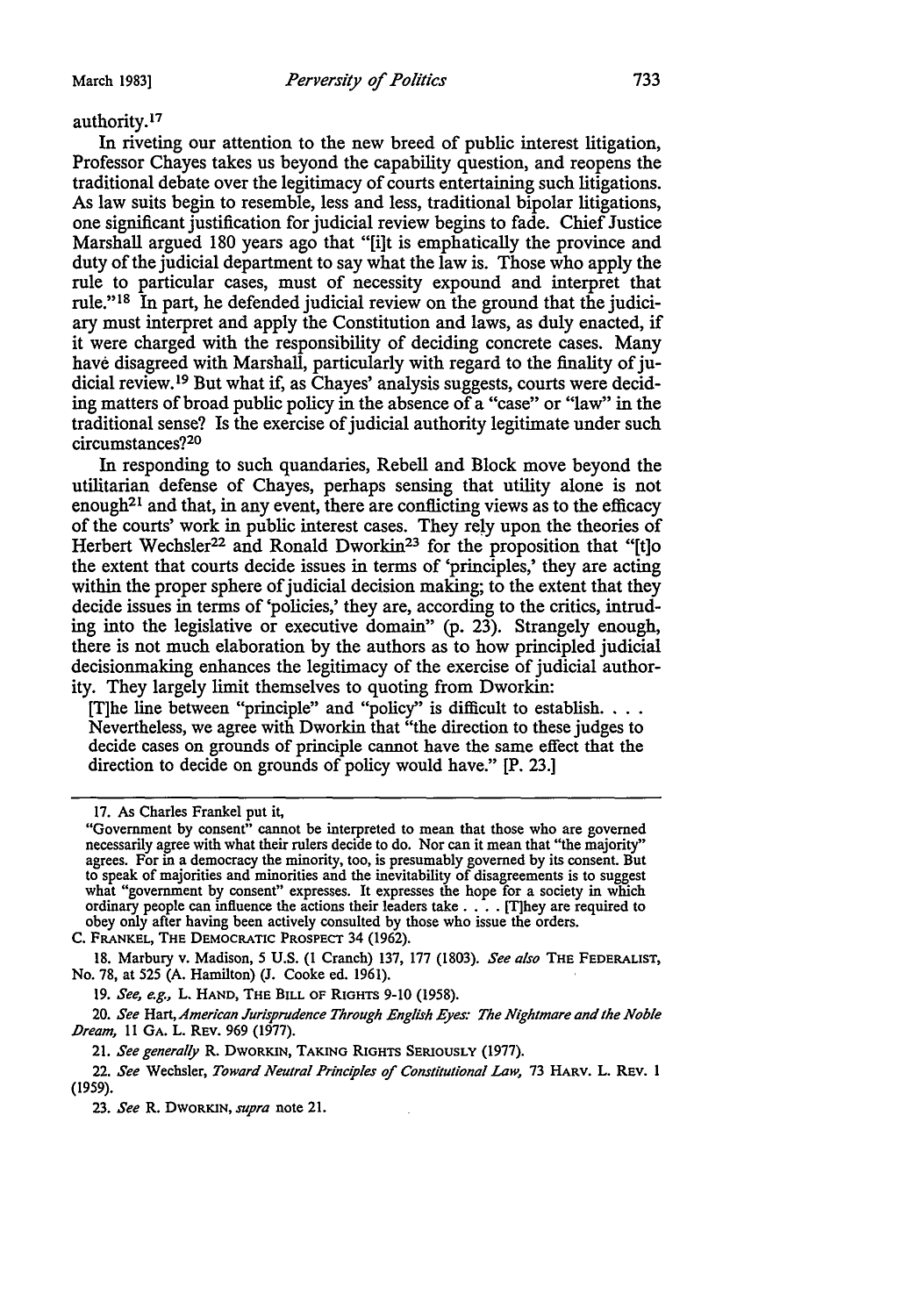authority.[17]

In riveting our attention to the new breed of public interest litigation, Professor Chayes takes us beyond the capability question, and reopens the traditional debate over the legitimacy of courts entertaining such litigations. As law suits begin to resemble, less and less, traditional bipolar litigations, one significant justification for judicial review begins to fade. Chief Justice Marshall argued 180 years ago that "[i]t is emphatically the province and duty of the judicial department to say what the law is. Those who apply the rule to particular cases, must of necessity expound and interpret that rule."[18] In part, he defended judicial review on the ground that the judiciary must interpret and apply the Constitution and laws, as duly enacted, if it were charged with the responsibility of deciding concrete cases. Many have disagreed with Marshall, particularly with regard to the finality of judicial review.[19] But what if, as Chayes' analysis suggests, courts were deciding matters of broad public policy in the absence of a "case" or "law" in the traditional sense? Is the exercise of judicial authority legitimate under such circumstances?[20]

In responding to such quandaries, Rebell and Block move beyond the utilitarian defense of Chayes, perhaps sensing that utility alone is not enough[21] and that, in any event, there are conflicting views as to the efficacy of the courts' work in public interest cases. They rely upon the theories of Herbert Wechsler[22] and Ronald Dworkin[23] for the proposition that "[t]o the extent that courts decide issues in terms of 'principles,' they are acting within the proper sphere of judicial decision making; to the extent that they decide issues in terms of 'policies,' they are, according to the critics, intruding into the legislative or executive domain" (p. 23). Strangely enough, there is not much elaboration by the authors as to how principled judicial decisionmaking enhances the legitimacy of the exercise of judicial authority. They largely limit themselves to quoting from Dworkin:

> [T]he line between "principle" and "policy" is difficult to establish. . . . Nevertheless, we agree with Dworkin that "the direction to these judges to decide cases on grounds of principle cannot have the same effect that the direction to decide on grounds of policy would have." [P. 23.]

---

17. As Charles Frankel put it,

> "Government by consent" cannot be interpreted to mean that those who are governed necessarily agree with what their rulers decide to do. Nor can it mean that "the majority" agrees. For in a democracy the minority, too, is presumably governed by its consent. But to speak of majorities and minorities and the inevitability of disagreements is to suggest what "government by consent" expresses. It expresses the hope for a society in which ordinary people can influence the actions their leaders take . . . . [T]hey are required to obey only after having been actively consulted by those who issue the orders.

C. FRANKEL, THE DEMOCRATIC PROSPECT 34 (1962).

18. Marbury v. Madison, 5 U.S. (1 Cranch) 137, 177 (1803). *See also* THE FEDERALIST, No. 78, at 525 (A. Hamilton) (J. Cooke ed. 1961).

19. *See, e.g.,* L. HAND, THE BILL OF RIGHTS 9-10 (1958).

20. *See* Hart, *American Jurisprudence Through English Eyes: The Nightmare and the Noble Dream,* 11 GA. L. REV. 969 (1977).

21. *See generally* R. DWORKIN, TAKING RIGHTS SERIOUSLY (1977).

22. *See* Wechsler, *Toward Neutral Principles of Constitutional Law,* 73 HARV. L. REV. 1 (1959).

23. *See* R. DWORKIN, *supra* note 21.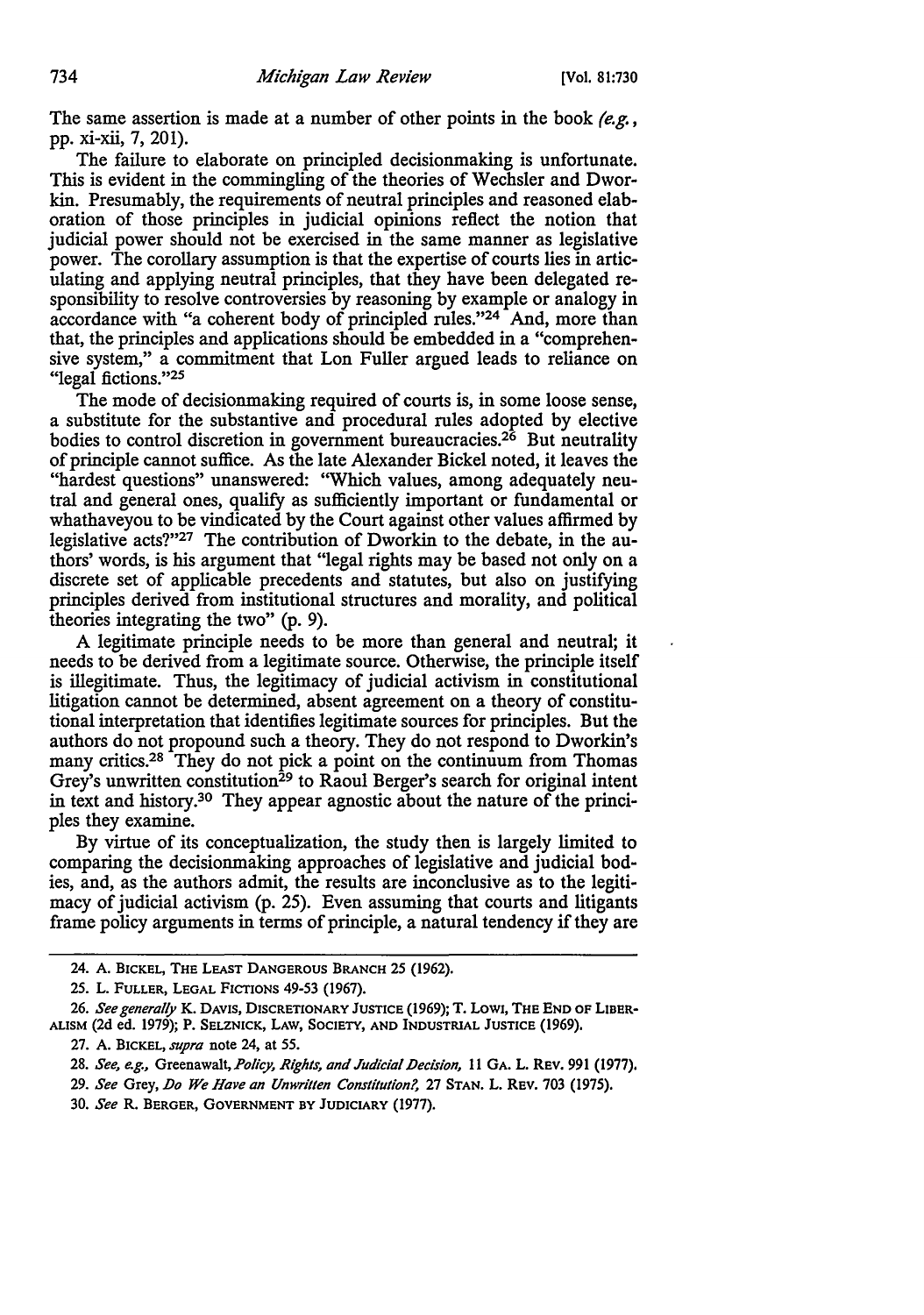The same assertion is made at a number of other points in the book *(e.g.*, pp. xi-xii, 7, 201).

The failure to elaborate on principled decisionmaking is unfortunate. This is evident in the commingling of the theories of Wechsler and Dworkin. Presumably, the requirements of neutral principles and reasoned elaboration of those principles in judicial opinions reflect the notion that judicial power should not be exercised in the same manner as legislative power. The corollary assumption is that the expertise of courts lies in articulating and applying neutral principles, that they have been delegated responsibility to resolve controversies by reasoning by example or analogy in accordance with "a coherent body of principled rules."[24] And, more than that, the principles and applications should be embedded in a "comprehensive system," a commitment that Lon Fuller argued leads to reliance on "legal fictions."[25]

The mode of decisionmaking required of courts is, in some loose sense, a substitute for the substantive and procedural rules adopted by elective bodies to control discretion in government bureaucracies.[26] But neutrality of principle cannot suffice. As the late Alexander Bickel noted, it leaves the "hardest questions" unanswered: "Which values, among adequately neutral and general ones, qualify as sufficiently important or fundamental or whathaveyou to be vindicated by the Court against other values affirmed by legislative acts?"[27] The contribution of Dworkin to the debate, in the authors' words, is his argument that "legal rights may be based not only on a discrete set of applicable precedents and statutes, but also on justifying principles derived from institutional structures and morality, and political theories integrating the two" (p. 9).

A legitimate principle needs to be more than general and neutral; it needs to be derived from a legitimate source. Otherwise, the principle itself is illegitimate. Thus, the legitimacy of judicial activism in constitutional litigation cannot be determined, absent agreement on a theory of constitutional interpretation that identifies legitimate sources for principles. But the authors do not propound such a theory. They do not respond to Dworkin's many critics.[28] They do not pick a point on the continuum from Thomas Grey's unwritten constitution[29] to Raoul Berger's search for original intent in text and history.[30] They appear agnostic about the nature of the principles they examine.

By virtue of its conceptualization, the study then is largely limited to comparing the decisionmaking approaches of legislative and judicial bodies, and, as the authors admit, the results are inconclusive as to the legitimacy of judicial activism (p. 25). Even assuming that courts and litigants frame policy arguments in terms of principle, a natural tendency if they are

---

24. A. BICKEL, THE LEAST DANGEROUS BRANCH 25 (1962).

25. L. FULLER, LEGAL FICTIONS 49-53 (1967).

26. *See generally* K. DAVIS, DISCRETIONARY JUSTICE (1969); T. LOWI, THE END OF LIBERALISM (2d ed. 1979); P. SELZNICK, LAW, SOCIETY, AND INDUSTRIAL JUSTICE (1969).

27. A. BICKEL, *supra* note 24, at 55.

28. *See, e.g.*, Greenawalt, *Policy, Rights, and Judicial Decision*, 11 GA. L. REV. 991 (1977).

29. *See* Grey, *Do We Have an Unwritten Constitution?*, 27 STAN. L. REV. 703 (1975).

30. *See* R. BERGER, GOVERNMENT BY JUDICIARY (1977).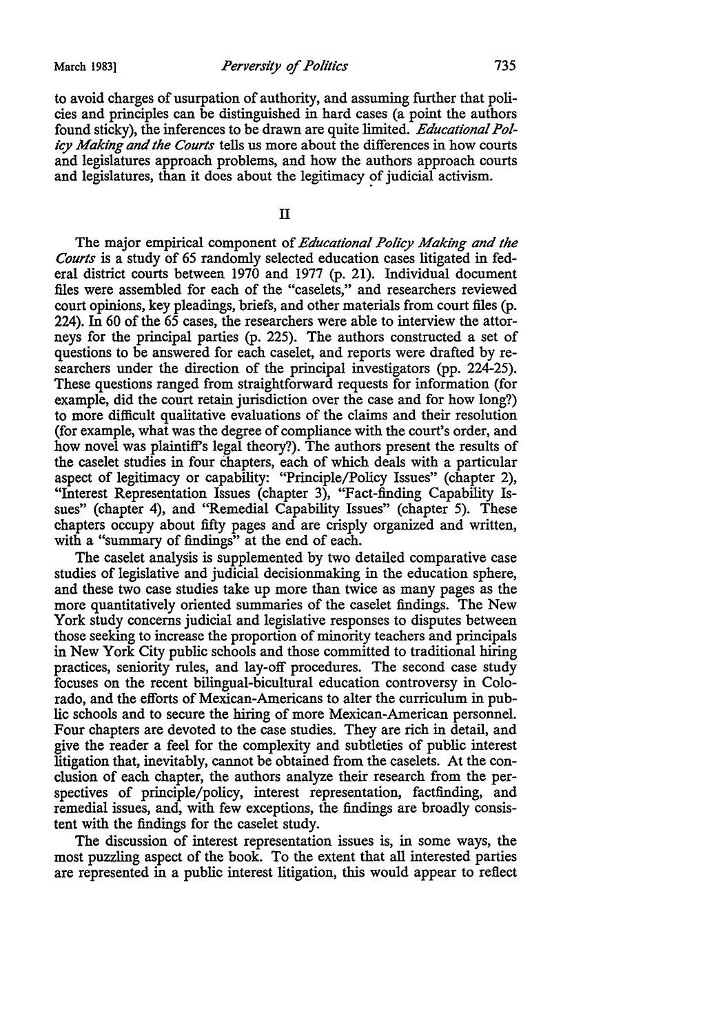to avoid charges of usurpation of authority, and assuming further that policies and principles can be distinguished in hard cases (a point the authors found sticky), the inferences to be drawn are quite limited. *Educational Policy Making and the Courts* tells us more about the differences in how courts and legislatures approach problems, and how the authors approach courts and legislatures, than it does about the legitimacy of judicial activism.

## II

The major empirical component of *Educational Policy Making and the Courts* is a study of 65 randomly selected education cases litigated in federal district courts between 1970 and 1977 (p. 21). Individual document files were assembled for each of the "caselets," and researchers reviewed court opinions, key pleadings, briefs, and other materials from court files (p. 224). In 60 of the 65 cases, the researchers were able to interview the attorneys for the principal parties (p. 225). The authors constructed a set of questions to be answered for each caselet, and reports were drafted by researchers under the direction of the principal investigators (pp. 224-25). These questions ranged from straightforward requests for information (for example, did the court retain jurisdiction over the case and for how long?) to more difficult qualitative evaluations of the claims and their resolution (for example, what was the degree of compliance with the court's order, and how novel was plaintiff's legal theory?). The authors present the results of the caselet studies in four chapters, each of which deals with a particular aspect of legitimacy or capability: "Principle/Policy Issues" (chapter 2), "Interest Representation Issues (chapter 3), "Fact-finding Capability Issues" (chapter 4), and "Remedial Capability Issues" (chapter 5). These chapters occupy about fifty pages and are crisply organized and written, with a "summary of findings" at the end of each.

The caselet analysis is supplemented by two detailed comparative case studies of legislative and judicial decisionmaking in the education sphere, and these two case studies take up more than twice as many pages as the more quantitatively oriented summaries of the caselet findings. The New York study concerns judicial and legislative responses to disputes between those seeking to increase the proportion of minority teachers and principals in New York City public schools and those committed to traditional hiring practices, seniority rules, and lay-off procedures. The second case study focuses on the recent bilingual-bicultural education controversy in Colorado, and the efforts of Mexican-Americans to alter the curriculum in public schools and to secure the hiring of more Mexican-American personnel. Four chapters are devoted to the case studies. They are rich in detail, and give the reader a feel for the complexity and subtleties of public interest litigation that, inevitably, cannot be obtained from the caselets. At the conclusion of each chapter, the authors analyze their research from the perspectives of principle/policy, interest representation, factfinding, and remedial issues, and, with few exceptions, the findings are broadly consistent with the findings for the caselet study.

The discussion of interest representation issues is, in some ways, the most puzzling aspect of the book. To the extent that all interested parties are represented in a public interest litigation, this would appear to reflect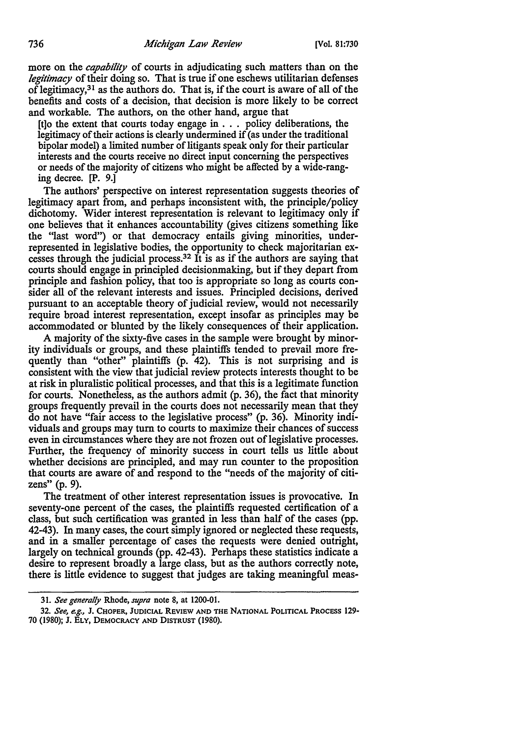more on the *capability* of courts in adjudicating such matters than on the *legitimacy* of their doing so. That is true if one eschews utilitarian defenses of legitimacy,[31] as the authors do. That is, if the court is aware of all of the benefits and costs of a decision, that decision is more likely to be correct and workable. The authors, on the other hand, argue that

> [t]o the extent that courts today engage in . . . policy deliberations, the legitimacy of their actions is clearly undermined if (as under the traditional bipolar model) a limited number of litigants speak only for their particular interests and the courts receive no direct input concerning the perspectives or needs of the majority of citizens who might be affected by a wide-ranging decree. [P. 9.]

The authors' perspective on interest representation suggests theories of legitimacy apart from, and perhaps inconsistent with, the principle/policy dichotomy. Wider interest representation is relevant to legitimacy only if one believes that it enhances accountability (gives citizens something like the "last word") or that democracy entails giving minorities, underrepresented in legislative bodies, the opportunity to check majoritarian excesses through the judicial process.[32] It is as if the authors are saying that courts should engage in principled decisionmaking, but if they depart from principle and fashion policy, that too is appropriate so long as courts consider all of the relevant interests and issues. Principled decisions, derived pursuant to an acceptable theory of judicial review, would not necessarily require broad interest representation, except insofar as principles may be accommodated or blunted by the likely consequences of their application.

A majority of the sixty-five cases in the sample were brought by minority individuals or groups, and these plaintiffs tended to prevail more frequently than "other" plaintiffs (p. 42). This is not surprising and is consistent with the view that judicial review protects interests thought to be at risk in pluralistic political processes, and that this is a legitimate function for courts. Nonetheless, as the authors admit (p. 36), the fact that minority groups frequently prevail in the courts does not necessarily mean that they do not have "fair access to the legislative process" (p. 36). Minority individuals and groups may turn to courts to maximize their chances of success even in circumstances where they are not frozen out of legislative processes. Further, the frequency of minority success in court tells us little about whether decisions are principled, and may run counter to the proposition that courts are aware of and respond to the "needs of the majority of citizens" (p. 9).

The treatment of other interest representation issues is provocative. In seventy-one percent of the cases, the plaintiffs requested certification of a class, but such certification was granted in less than half of the cases (pp. 42-43). In many cases, the court simply ignored or neglected these requests, and in a smaller percentage of cases the requests were denied outright, largely on technical grounds (pp. 42-43). Perhaps these statistics indicate a desire to represent broadly a large class, but as the authors correctly note, there is little evidence to suggest that judges are taking meaningful meas-

---

31. *See generally* Rhode, *supra* note 8, at 1200-01.

32. *See, e.g.*, J. CHOPER, JUDICIAL REVIEW AND THE NATIONAL POLITICAL PROCESS 129-70 (1980); J. ELY, DEMOCRACY AND DISTRUST (1980).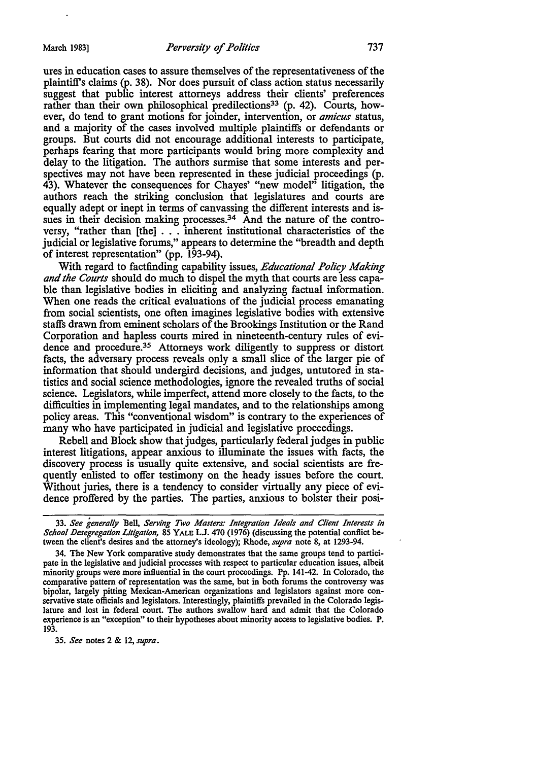ures in education cases to assure themselves of the representativeness of the plaintiff's claims (p. 38). Nor does pursuit of class action status necessarily suggest that public interest attorneys address their clients' preferences rather than their own philosophical predilections[33] (p. 42). Courts, however, do tend to grant motions for joinder, intervention, or *amicus* status, and a majority of the cases involved multiple plaintiffs or defendants or groups. But courts did not encourage additional interests to participate, perhaps fearing that more participants would bring more complexity and delay to the litigation. The authors surmise that some interests and perspectives may not have been represented in these judicial proceedings (p. 43). Whatever the consequences for Chayes' "new model" litigation, the authors reach the striking conclusion that legislatures and courts are equally adept or inept in terms of canvassing the different interests and issues in their decision making processes.[34] And the nature of the controversy, "rather than [the] . . . inherent institutional characteristics of the judicial or legislative forums," appears to determine the "breadth and depth of interest representation" (pp. 193-94).

With regard to factfinding capability issues, *Educational Policy Making and the Courts* should do much to dispel the myth that courts are less capable than legislative bodies in eliciting and analyzing factual information. When one reads the critical evaluations of the judicial process emanating from social scientists, one often imagines legislative bodies with extensive staffs drawn from eminent scholars of the Brookings Institution or the Rand Corporation and hapless courts mired in nineteenth-century rules of evidence and procedure.[35] Attorneys work diligently to suppress or distort facts, the adversary process reveals only a small slice of the larger pie of information that should undergird decisions, and judges, untutored in statistics and social science methodologies, ignore the revealed truths of social science. Legislators, while imperfect, attend more closely to the facts, to the difficulties in implementing legal mandates, and to the relationships among policy areas. This "conventional wisdom" is contrary to the experiences of many who have participated in judicial and legislative proceedings.

Rebell and Block show that judges, particularly federal judges in public interest litigations, appear anxious to illuminate the issues with facts, the discovery process is usually quite extensive, and social scientists are frequently enlisted to offer testimony on the heady issues before the court. Without juries, there is a tendency to consider virtually any piece of evidence proffered by the parties. The parties, anxious to bolster their posi-

---

33. *See generally* Bell, *Serving Two Masters: Integration Ideals and Client Interests in School Desegregation Litigation,* 85 YALE L.J. 470 (1976) (discussing the potential conflict between the client's desires and the attorney's ideology); Rhode, *supra* note 8, at 1293-94.

34. The New York comparative study demonstrates that the same groups tend to participate in the legislative and judicial processes with respect to particular education issues, albeit minority groups were more influential in the court proceedings. Pp. 141-42. In Colorado, the comparative pattern of representation was the same, but in both forums the controversy was bipolar, largely pitting Mexican-American organizations and legislators against more conservative state officials and legislators. Interestingly, plaintiffs prevailed in the Colorado legislature and lost in federal court. The authors swallow hard and admit that the Colorado experience is an "exception" to their hypotheses about minority access to legislative bodies. P. 193.

35. *See* notes 2 & 12, *supra*.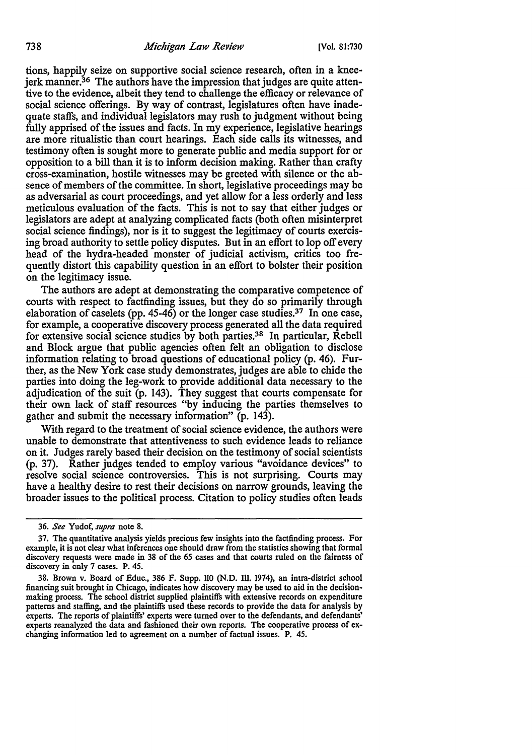tions, happily seize on supportive social science research, often in a knee-jerk manner.[36] The authors have the impression that judges are quite attentive to the evidence, albeit they tend to challenge the efficacy or relevance of social science offerings. By way of contrast, legislatures often have inadequate staffs, and individual legislators may rush to judgment without being fully apprised of the issues and facts. In my experience, legislative hearings are more ritualistic than court hearings. Each side calls its witnesses, and testimony often is sought more to generate public and media support for or opposition to a bill than it is to inform decision making. Rather than crafty cross-examination, hostile witnesses may be greeted with silence or the absence of members of the committee. In short, legislative proceedings may be as adversarial as court proceedings, and yet allow for a less orderly and less meticulous evaluation of the facts. This is not to say that either judges or legislators are adept at analyzing complicated facts (both often misinterpret social science findings), nor is it to suggest the legitimacy of courts exercising broad authority to settle policy disputes. But in an effort to lop off every head of the hydra-headed monster of judicial activism, critics too frequently distort this capability question in an effort to bolster their position on the legitimacy issue.

The authors are adept at demonstrating the comparative competence of courts with respect to factfinding issues, but they do so primarily through elaboration of caselets (pp. 45-46) or the longer case studies.[37] In one case, for example, a cooperative discovery process generated all the data required for extensive social science studies by both parties.[38] In particular, Rebell and Block argue that public agencies often felt an obligation to disclose information relating to broad questions of educational policy (p. 46). Further, as the New York case study demonstrates, judges are able to chide the parties into doing the leg-work to provide additional data necessary to the adjudication of the suit (p. 143). They suggest that courts compensate for their own lack of staff resources "by inducing the parties themselves to gather and submit the necessary information" (p. 143).

With regard to the treatment of social science evidence, the authors were unable to demonstrate that attentiveness to such evidence leads to reliance on it. Judges rarely based their decision on the testimony of social scientists (p. 37). Rather judges tended to employ various "avoidance devices" to resolve social science controversies. This is not surprising. Courts may have a healthy desire to rest their decisions on narrow grounds, leaving the broader issues to the political process. Citation to policy studies often leads

---

36. *See* Yudof, *supra* note 8.

37. The quantitative analysis yields precious few insights into the factfinding process. For example, it is not clear what inferences one should draw from the statistics showing that formal discovery requests were made in 38 of the 65 cases and that courts ruled on the fairness of discovery in only 7 cases. P. 45.

38. Brown v. Board of Educ., 386 F. Supp. 110 (N.D. Ill. 1974), an intra-district school financing suit brought in Chicago, indicates how discovery may be used to aid in the decision-making process. The school district supplied plaintiffs with extensive records on expenditure patterns and staffing, and the plaintiffs used these records to provide the data for analysis by experts. The reports of plaintiffs' experts were turned over to the defendants, and defendants' experts reanalyzed the data and fashioned their own reports. The cooperative process of exchanging information led to agreement on a number of factual issues. P. 45.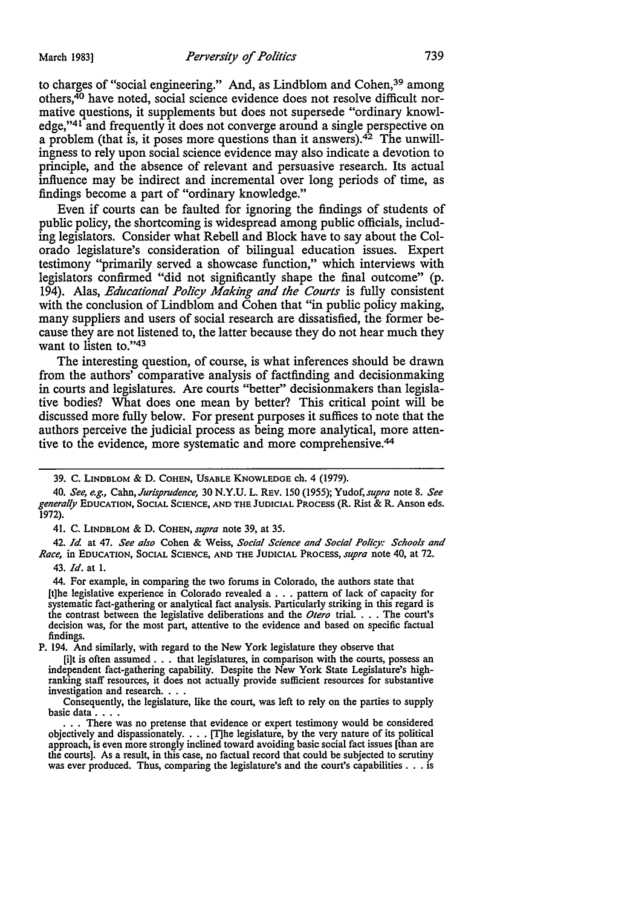to charges of "social engineering." And, as Lindblom and Cohen,[39] among others,[40] have noted, social science evidence does not resolve difficult normative questions, it supplements but does not supersede "ordinary knowledge,"[41] and frequently it does not converge around a single perspective on a problem (that is, it poses more questions than it answers).[42] The unwillingness to rely upon social science evidence may also indicate a devotion to principle, and the absence of relevant and persuasive research. Its actual influence may be indirect and incremental over long periods of time, as findings become a part of "ordinary knowledge."

Even if courts can be faulted for ignoring the findings of students of public policy, the shortcoming is widespread among public officials, including legislators. Consider what Rebell and Block have to say about the Colorado legislature's consideration of bilingual education issues. Expert testimony "primarily served a showcase function," which interviews with legislators confirmed "did not significantly shape the final outcome" (p. 194). Alas, *Educational Policy Making and the Courts* is fully consistent with the conclusion of Lindblom and Cohen that "in public policy making, many suppliers and users of social research are dissatisfied, the former because they are not listened to, the latter because they do not hear much they want to listen to."[43]

The interesting question, of course, is what inferences should be drawn from the authors' comparative analysis of factfinding and decisionmaking in courts and legislatures. Are courts "better" decisionmakers than legislative bodies? What does one mean by better? This critical point will be discussed more fully below. For present purposes it suffices to note that the authors perceive the judicial process as being more analytical, more attentive to the evidence, more systematic and more comprehensive.[44]

---

39. C. Lindblom & D. Cohen, Usable Knowledge ch. 4 (1979).

40. *See, e.g.*, Cahn, *Jurisprudence*, 30 N.Y.U. L. Rev. 150 (1955); Yudof, *supra* note 8. *See generally* Education, Social Science, and the Judicial Process (R. Rist & R. Anson eds. 1972).

41. C. Lindblom & D. Cohen, *supra* note 39, at 35.

42. *Id.* at 47. *See also* Cohen & Weiss, *Social Science and Social Policy: Schools and Race*, in Education, Social Science, and the Judicial Process, *supra* note 40, at 72.

43. *Id.* at 1.

44. For example, in comparing the two forums in Colorado, the authors state that

> [t]he legislative experience in Colorado revealed a . . . pattern of lack of capacity for systematic fact-gathering or analytical fact analysis. Particularly striking in this regard is the contrast between the legislative deliberations and the *Otero* trial. . . . The court's decision was, for the most part, attentive to the evidence and based on specific factual findings.

P. 194. And similarly, with regard to the New York legislature they observe that

> [i]t is often assumed . . . that legislatures, in comparison with the courts, possess an independent fact-gathering capability. Despite the New York State Legislature's high-ranking staff resources, it does not actually provide sufficient resources for substantive investigation and research. . . .
>
> Consequently, the legislature, like the court, was left to rely on the parties to supply basic data . . . .
>
> . . . There was no pretense that evidence or expert testimony would be considered objectively and dispassionately. . . . [T]he legislature, by the very nature of its political approach, is even more strongly inclined toward avoiding basic social fact issues [than are the courts]. As a result, in this case, no factual record that could be subjected to scrutiny was ever produced. Thus, comparing the legislature's and the court's capabilities . . . is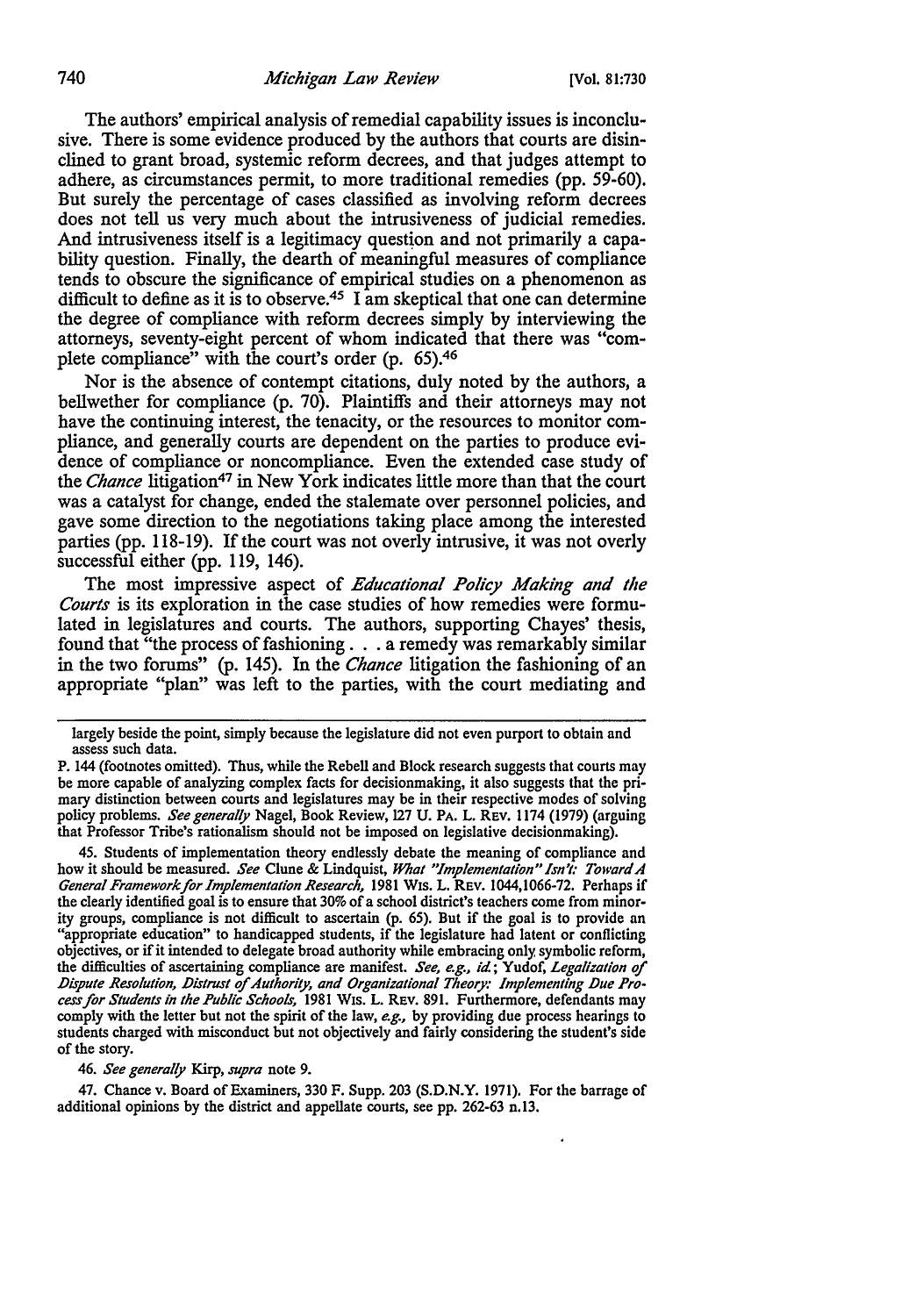The authors' empirical analysis of remedial capability issues is inconclusive. There is some evidence produced by the authors that courts are disinclined to grant broad, systemic reform decrees, and that judges attempt to adhere, as circumstances permit, to more traditional remedies (pp. 59-60). But surely the percentage of cases classified as involving reform decrees does not tell us very much about the intrusiveness of judicial remedies. And intrusiveness itself is a legitimacy question and not primarily a capability question. Finally, the dearth of meaningful measures of compliance tends to obscure the significance of empirical studies on a phenomenon as difficult to define as it is to observe.[45] I am skeptical that one can determine the degree of compliance with reform decrees simply by interviewing the attorneys, seventy-eight percent of whom indicated that there was "complete compliance" with the court's order (p. 65).[46]

Nor is the absence of contempt citations, duly noted by the authors, a bellwether for compliance (p. 70). Plaintiffs and their attorneys may not have the continuing interest, the tenacity, or the resources to monitor compliance, and generally courts are dependent on the parties to produce evidence of compliance or noncompliance. Even the extended case study of the *Chance* litigation[47] in New York indicates little more than that the court was a catalyst for change, ended the stalemate over personnel policies, and gave some direction to the negotiations taking place among the interested parties (pp. 118-19). If the court was not overly intrusive, it was not overly successful either (pp. 119, 146).

The most impressive aspect of *Educational Policy Making and the Courts* is its exploration in the case studies of how remedies were formulated in legislatures and courts. The authors, supporting Chayes' thesis, found that "the process of fashioning . . . a remedy was remarkably similar in the two forums" (p. 145). In the *Chance* litigation the fashioning of an appropriate "plan" was left to the parties, with the court mediating and

---

largely beside the point, simply because the legislature did not even purport to obtain and assess such data.

P. 144 (footnotes omitted). Thus, while the Rebell and Block research suggests that courts may be more capable of analyzing complex facts for decisionmaking, it also suggests that the primary distinction between courts and legislatures may be in their respective modes of solving policy problems. *See generally* Nagel, Book Review, 127 U. PA. L. REV. 1174 (1979) (arguing that Professor Tribe's rationalism should not be imposed on legislative decisionmaking).

45. Students of implementation theory endlessly debate the meaning of compliance and how it should be measured. *See* Clune & Lindquist, *What "Implementation" Isn't: Toward A General Framework for Implementation Research,* 1981 WIS. L. REV. 1044, 1066-72. Perhaps if the clearly identified goal is to ensure that 30% of a school district's teachers come from minority groups, compliance is not difficult to ascertain (p. 65). But if the goal is to provide an "appropriate education" to handicapped students, if the legislature had latent or conflicting objectives, or if it intended to delegate broad authority while embracing only symbolic reform, the difficulties of ascertaining compliance are manifest. *See, e.g., id.*; Yudof, *Legalization of Dispute Resolution, Distrust of Authority, and Organizational Theory: Implementing Due Process for Students in the Public Schools,* 1981 WIS. L. REV. 891. Furthermore, defendants may comply with the letter but not the spirit of the law, *e.g.,* by providing due process hearings to students charged with misconduct but not objectively and fairly considering the student's side of the story.

46. *See generally* Kirp, *supra* note 9.

47. Chance v. Board of Examiners, 330 F. Supp. 203 (S.D.N.Y. 1971). For the barrage of additional opinions by the district and appellate courts, see pp. 262-63 n.13.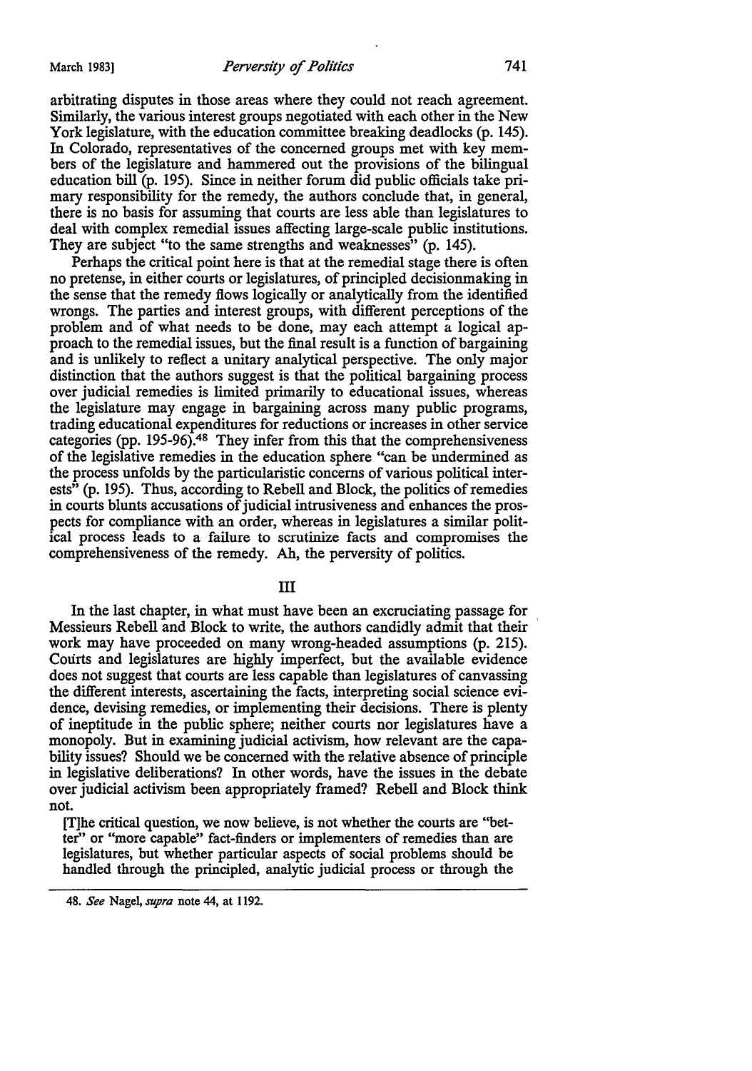arbitrating disputes in those areas where they could not reach agreement. Similarly, the various interest groups negotiated with each other in the New York legislature, with the education committee breaking deadlocks (p. 145). In Colorado, representatives of the concerned groups met with key members of the legislature and hammered out the provisions of the bilingual education bill (p. 195). Since in neither forum did public officials take primary responsibility for the remedy, the authors conclude that, in general, there is no basis for assuming that courts are less able than legislatures to deal with complex remedial issues affecting large-scale public institutions. They are subject "to the same strengths and weaknesses" (p. 145).

Perhaps the critical point here is that at the remedial stage there is often no pretense, in either courts or legislatures, of principled decisionmaking in the sense that the remedy flows logically or analytically from the identified wrongs. The parties and interest groups, with different perceptions of the problem and of what needs to be done, may each attempt a logical approach to the remedial issues, but the final result is a function of bargaining and is unlikely to reflect a unitary analytical perspective. The only major distinction that the authors suggest is that the political bargaining process over judicial remedies is limited primarily to educational issues, whereas the legislature may engage in bargaining across many public programs, trading educational expenditures for reductions or increases in other service categories (pp. 195-96).[48] They infer from this that the comprehensiveness of the legislative remedies in the education sphere "can be undermined as the process unfolds by the particularistic concerns of various political interests" (p. 195). Thus, according to Rebell and Block, the politics of remedies in courts blunts accusations of judicial intrusiveness and enhances the prospects for compliance with an order, whereas in legislatures a similar political process leads to a failure to scrutinize facts and compromises the comprehensiveness of the remedy. Ah, the perversity of politics.

## III

In the last chapter, in what must have been an excruciating passage for Messieurs Rebell and Block to write, the authors candidly admit that their work may have proceeded on many wrong-headed assumptions (p. 215). Courts and legislatures are highly imperfect, but the available evidence does not suggest that courts are less capable than legislatures of canvassing the different interests, ascertaining the facts, interpreting social science evidence, devising remedies, or implementing their decisions. There is plenty of ineptitude in the public sphere; neither courts nor legislatures have a monopoly. But in examining judicial activism, how relevant are the capability issues? Should we be concerned with the relative absence of principle in legislative deliberations? In other words, have the issues in the debate over judicial activism been appropriately framed? Rebell and Block think not.

> [T]he critical question, we now believe, is not whether the courts are "better" or "more capable" fact-finders or implementers of remedies than are legislatures, but whether particular aspects of social problems should be handled through the principled, analytic judicial process or through the

---

48. *See* Nagel, *supra* note 44, at 1192.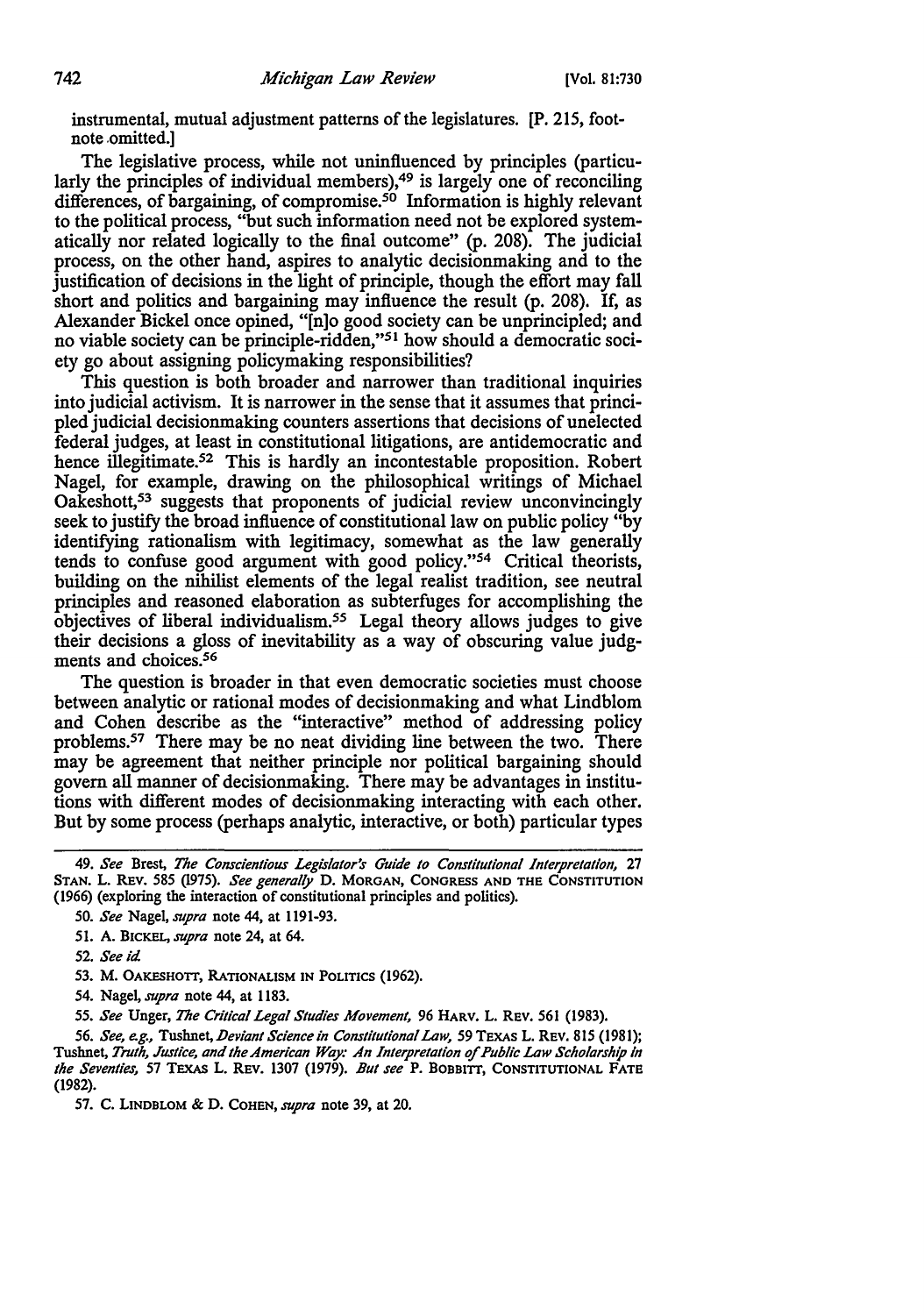instrumental, mutual adjustment patterns of the legislatures. [P. 215, footnote omitted.]

The legislative process, while not uninfluenced by principles (particularly the principles of individual members),[49] is largely one of reconciling differences, of bargaining, of compromise.[50] Information is highly relevant to the political process, "but such information need not be explored systematically nor related logically to the final outcome" (p. 208). The judicial process, on the other hand, aspires to analytic decisionmaking and to the justification of decisions in the light of principle, though the effort may fall short and politics and bargaining may influence the result (p. 208). If, as Alexander Bickel once opined, "[n]o good society can be unprincipled; and no viable society can be principle-ridden,"[51] how should a democratic society go about assigning policymaking responsibilities?

This question is both broader and narrower than traditional inquiries into judicial activism. It is narrower in the sense that it assumes that principled judicial decisionmaking counters assertions that decisions of unelected federal judges, at least in constitutional litigations, are antidemocratic and hence illegitimate.[52] This is hardly an incontestable proposition. Robert Nagel, for example, drawing on the philosophical writings of Michael Oakeshott,[53] suggests that proponents of judicial review unconvincingly seek to justify the broad influence of constitutional law on public policy "by identifying rationalism with legitimacy, somewhat as the law generally tends to confuse good argument with good policy."[54] Critical theorists, building on the nihilist elements of the legal realist tradition, see neutral principles and reasoned elaboration as subterfuges for accomplishing the objectives of liberal individualism.[55] Legal theory allows judges to give their decisions a gloss of inevitability as a way of obscuring value judgments and choices.[56]

The question is broader in that even democratic societies must choose between analytic or rational modes of decisionmaking and what Lindblom and Cohen describe as the "interactive" method of addressing policy problems.[57] There may be no neat dividing line between the two. There may be agreement that neither principle nor political bargaining should govern all manner of decisionmaking. There may be advantages in institutions with different modes of decisionmaking interacting with each other. But by some process (perhaps analytic, interactive, or both) particular types

---

49. *See* Brest, *The Conscientious Legislator's Guide to Constitutional Interpretation*, 27 STAN. L. REV. 585 (1975). *See generally* D. MORGAN, CONGRESS AND THE CONSTITUTION (1966) (exploring the interaction of constitutional principles and politics).

50. *See* Nagel, *supra* note 44, at 1191-93.

51. A. BICKEL, *supra* note 24, at 64.

52. *See id.*

53. M. OAKESHOTT, RATIONALISM IN POLITICS (1962).

54. Nagel, *supra* note 44, at 1183.

55. *See* Unger, *The Critical Legal Studies Movement*, 96 HARV. L. REV. 561 (1983).

56. *See, e.g.*, Tushnet, *Deviant Science in Constitutional Law*, 59 TEXAS L. REV. 815 (1981); Tushnet, *Truth, Justice, and the American Way: An Interpretation of Public Law Scholarship in the Seventies*, 57 TEXAS L. REV. 1307 (1979). *But see* P. BOBBITT, CONSTITUTIONAL FATE (1982).

57. C. LINDBLOM & D. COHEN, *supra* note 39, at 20.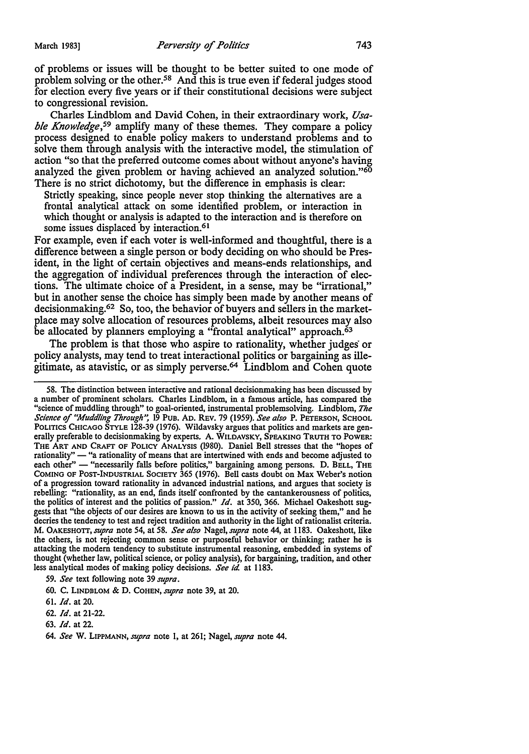of problems or issues will be thought to be better suited to one mode of problem solving or the other.[58] And this is true even if federal judges stood for election every five years or if their constitutional decisions were subject to congressional revision.

Charles Lindblom and David Cohen, in their extraordinary work, *Usable Knowledge*,[59] amplify many of these themes. They compare a policy process designed to enable policy makers to understand problems and to solve them through analysis with the interactive model, the stimulation of action "so that the preferred outcome comes about without anyone's having analyzed the given problem or having achieved an analyzed solution."[60] There is no strict dichotomy, but the difference in emphasis is clear:

> Strictly speaking, since people never stop thinking the alternatives are a frontal analytical attack on some identified problem, or interaction in which thought or analysis is adapted to the interaction and is therefore on some issues displaced by interaction.[61]

For example, even if each voter is well-informed and thoughtful, there is a difference between a single person or body deciding on who should be President, in the light of certain objectives and means-ends relationships, and the aggregation of individual preferences through the interaction of elections. The ultimate choice of a President, in a sense, may be "irrational," but in another sense the choice has simply been made by another means of decisionmaking.[62] So, too, the behavior of buyers and sellers in the marketplace may solve allocation of resources problems, albeit resources may also be allocated by planners employing a "frontal analytical" approach.[63]

The problem is that those who aspire to rationality, whether judges or policy analysts, may tend to treat interactional politics or bargaining as illegitimate, as atavistic, or as simply perverse.[64] Lindblom and Cohen quote

---

58. The distinction between interactive and rational decisionmaking has been discussed by a number of prominent scholars. Charles Lindblom, in a famous article, has compared the "science of muddling through" to goal-oriented, instrumental problemsolving. Lindblom, *The Science of "Muddling Through"*, 19 PUB. AD. REV. 79 (1959). *See also* P. PETERSON, SCHOOL POLITICS CHICAGO STYLE 128-39 (1976). Wildavsky argues that politics and markets are generally preferable to decisionmaking by experts. A. WILDAVSKY, SPEAKING TRUTH TO POWER: THE ART AND CRAFT OF POLICY ANALYSIS (1980). Daniel Bell stresses that the "hopes of rationality" — "a rationality of means that are intertwined with ends and become adjusted to each other" — "necessarily falls before politics," bargaining among persons. D. BELL, THE COMING OF POST-INDUSTRIAL SOCIETY 365 (1976). Bell casts doubt on Max Weber's notion of a progression toward rationality in advanced industrial nations, and argues that society is rebelling: "rationality, as an end, finds itself confronted by the cantankerousness of politics, the politics of interest and the politics of passion." *Id.* at 350, 366. Michael Oakeshott suggests that "the objects of our desires are known to us in the activity of seeking them," and he decries the tendency to test and reject tradition and authority in the light of rationalist criteria. M. OAKESHOTT, *supra* note 54, at 58. *See also* Nagel, *supra* note 44, at 1183. Oakeshott, like the others, is not rejecting common sense or purposeful behavior or thinking; rather he is attacking the modern tendency to substitute instrumental reasoning, embedded in systems of thought (whether law, political science, or policy analysis), for bargaining, tradition, and other less analytical modes of making policy decisions. *See id.* at 1183.

59. *See* text following note 39 *supra*.

60. C. LINDBLOM & D. COHEN, *supra* note 39, at 20.

61. *Id.* at 20.

62. *Id.* at 21-22.

63. *Id.* at 22.

64. *See* W. LIPPMANN, *supra* note 1, at 261; Nagel, *supra* note 44.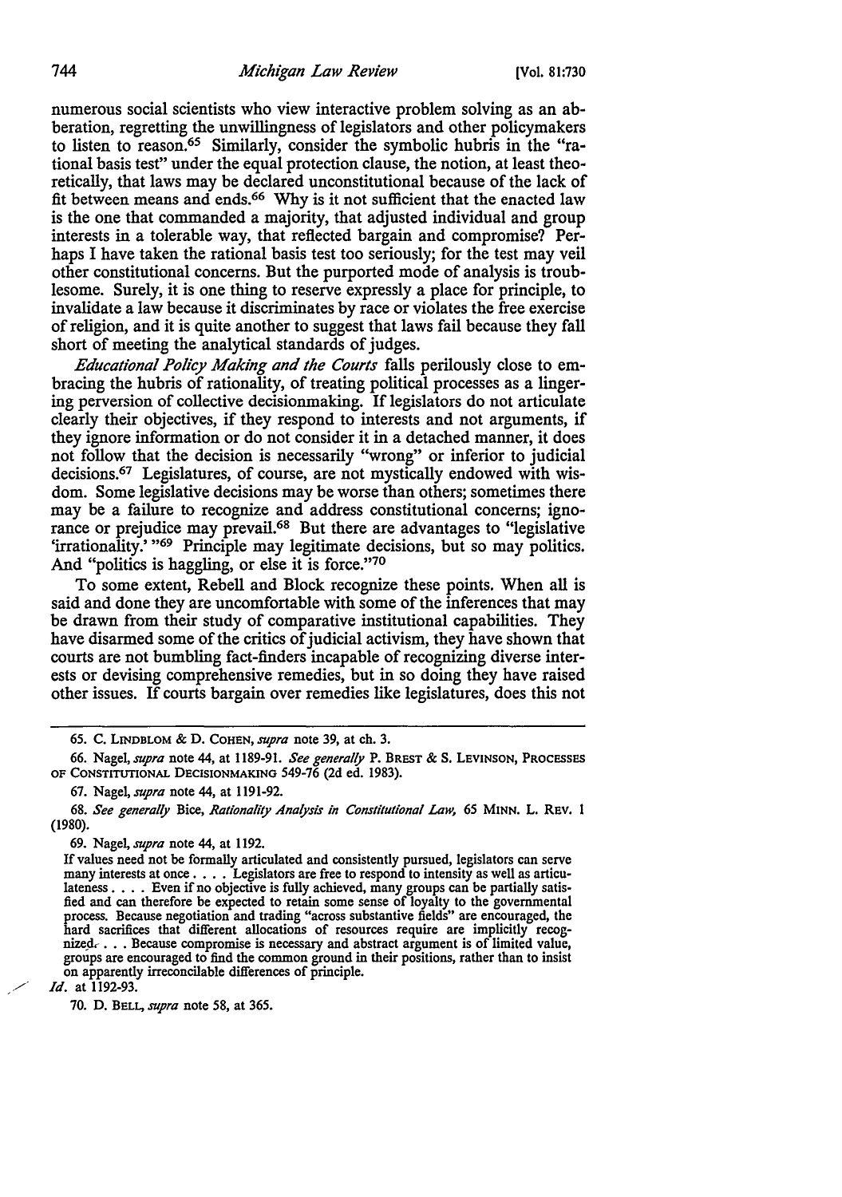numerous social scientists who view interactive problem solving as an abberation, regretting the unwillingness of legislators and other policymakers to listen to reason.[65] Similarly, consider the symbolic hubris in the "rational basis test" under the equal protection clause, the notion, at least theoretically, that laws may be declared unconstitutional because of the lack of fit between means and ends.[66] Why is it not sufficient that the enacted law is the one that commanded a majority, that adjusted individual and group interests in a tolerable way, that reflected bargain and compromise? Perhaps I have taken the rational basis test too seriously; for the test may veil other constitutional concerns. But the purported mode of analysis is troublesome. Surely, it is one thing to reserve expressly a place for principle, to invalidate a law because it discriminates by race or violates the free exercise of religion, and it is quite another to suggest that laws fail because they fall short of meeting the analytical standards of judges.

*Educational Policy Making and the Courts* falls perilously close to embracing the hubris of rationality, of treating political processes as a lingering perversion of collective decisionmaking. If legislators do not articulate clearly their objectives, if they respond to interests and not arguments, if they ignore information or do not consider it in a detached manner, it does not follow that the decision is necessarily "wrong" or inferior to judicial decisions.[67] Legislatures, of course, are not mystically endowed with wisdom. Some legislative decisions may be worse than others; sometimes there may be a failure to recognize and address constitutional concerns; ignorance or prejudice may prevail.[68] But there are advantages to "legislative 'irrationality.'"[69] Principle may legitimate decisions, but so may politics. And "politics is haggling, or else it is force."[70]

To some extent, Rebell and Block recognize these points. When all is said and done they are uncomfortable with some of the inferences that may be drawn from their study of comparative institutional capabilities. They have disarmed some of the critics of judicial activism, they have shown that courts are not bumbling fact-finders incapable of recognizing diverse interests or devising comprehensive remedies, but in so doing they have raised other issues. If courts bargain over remedies like legislatures, does this not

---

65. C. LINDBLOM & D. COHEN, *supra* note 39, at ch. 3.

66. Nagel, *supra* note 44, at 1189-91. *See generally* P. BREST & S. LEVINSON, PROCESSES OF CONSTITUTIONAL DECISIONMAKING 549-76 (2d ed. 1983).

67. Nagel, *supra* note 44, at 1191-92.

68. *See generally* Bice, *Rationality Analysis in Constitutional Law*, 65 MINN. L. REV. 1 (1980).

69. Nagel, *supra* note 44, at 1192.

> If values need not be formally articulated and consistently pursued, legislators can serve many interests at once. . . . Legislators are free to respond to intensity as well as articulateness. . . . Even if no objective is fully achieved, many groups can be partially satisfied and can therefore be expected to retain some sense of loyalty to the governmental process. Because negotiation and trading "across substantive fields" are encouraged, the hard sacrifices that different allocations of resources require are implicitly recognized. . . . Because compromise is necessary and abstract argument is of limited value, groups are encouraged to find the common ground in their positions, rather than to insist on apparently irreconcilable differences of principle.

*Id.* at 1192-93.

70. D. BELL, *supra* note 58, at 365.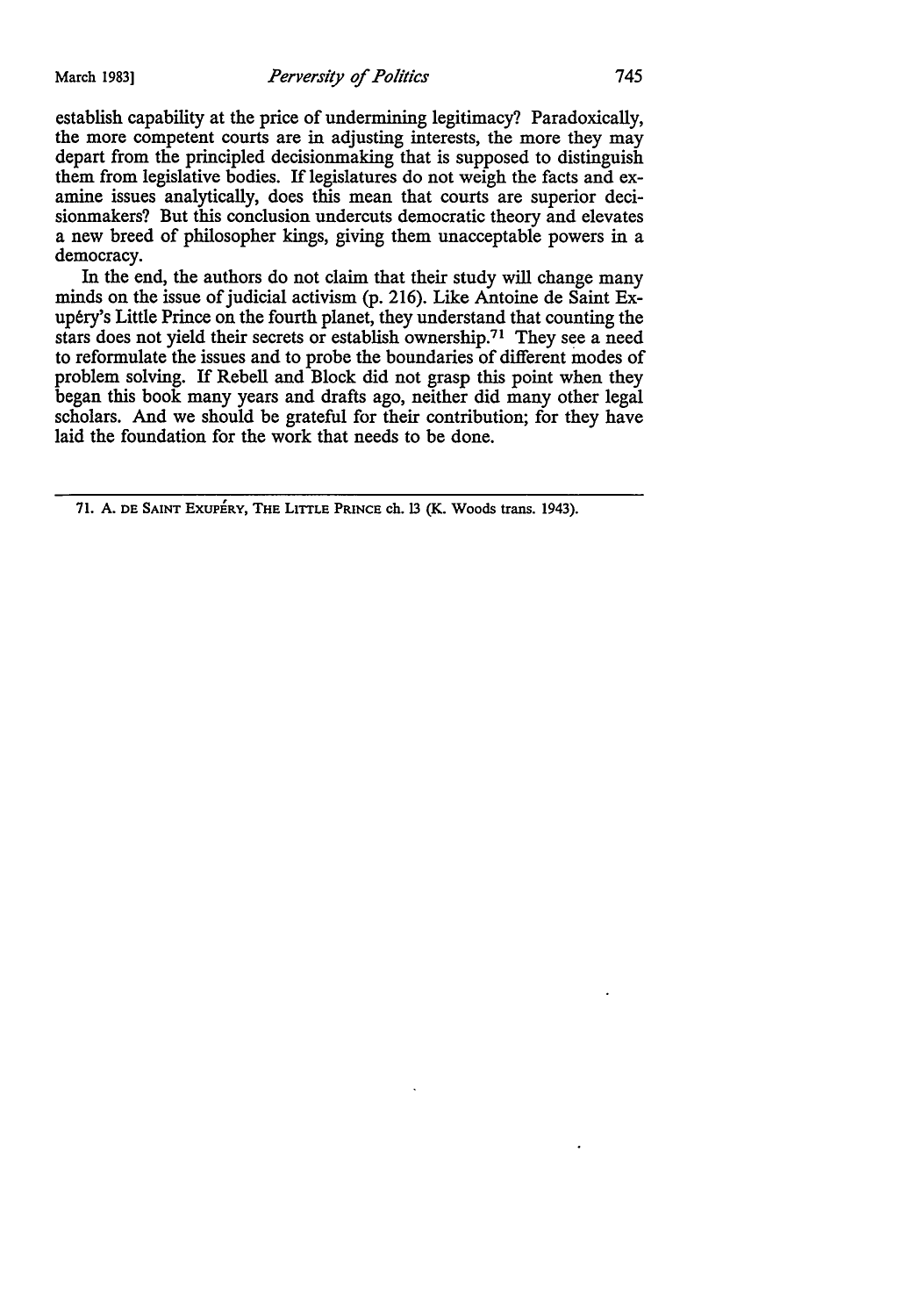establish capability at the price of undermining legitimacy? Paradoxically, the more competent courts are in adjusting interests, the more they may depart from the principled decisionmaking that is supposed to distinguish them from legislative bodies. If legislatures do not weigh the facts and examine issues analytically, does this mean that courts are superior decisionmakers? But this conclusion undercuts democratic theory and elevates a new breed of philosopher kings, giving them unacceptable powers in a democracy.

In the end, the authors do not claim that their study will change many minds on the issue of judicial activism (p. 216). Like Antoine de Saint Exupéry's Little Prince on the fourth planet, they understand that counting the stars does not yield their secrets or establish ownership.[71] They see a need to reformulate the issues and to probe the boundaries of different modes of problem solving. If Rebell and Block did not grasp this point when they began this book many years and drafts ago, neither did many other legal scholars. And we should be grateful for their contribution; for they have laid the foundation for the work that needs to be done.

---

71. A. DE SAINT EXUPÉRY, THE LITTLE PRINCE ch. 13 (K. Woods trans. 1943).